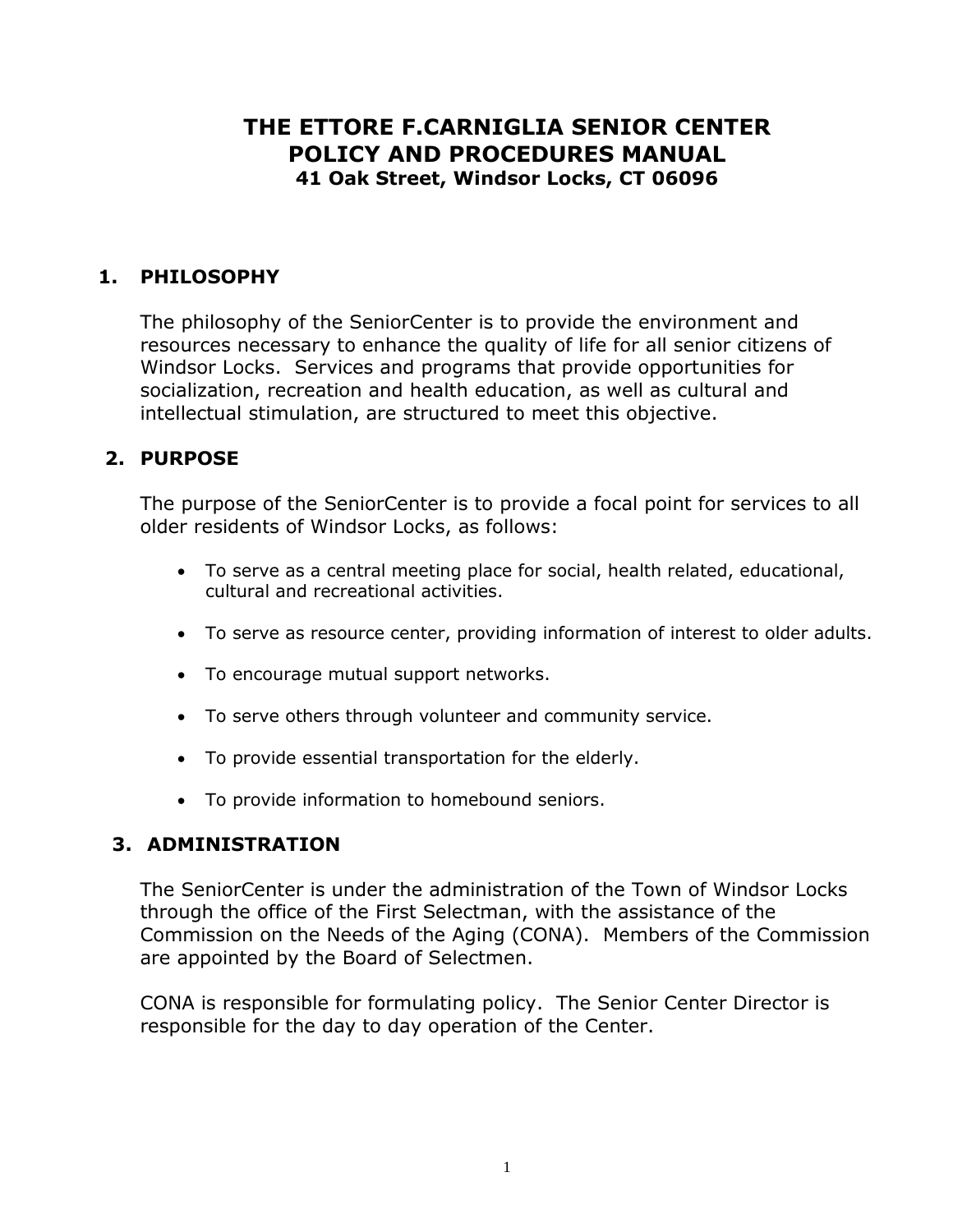# THE ETTORE F.CARNIGLIA SENIOR CENTER
# POLICY AND PROCEDURES MANUAL
### 41 Oak Street, Windsor Locks, CT 06096

## 1. PHILOSOPHY

The philosophy of the SeniorCenter is to provide the environment and resources necessary to enhance the quality of life for all senior citizens of Windsor Locks. Services and programs that provide opportunities for socialization, recreation and health education, as well as cultural and intellectual stimulation, are structured to meet this objective.

## 2. PURPOSE

The purpose of the SeniorCenter is to provide a focal point for services to all older residents of Windsor Locks, as follows:

- To serve as a central meeting place for social, health related, educational, cultural and recreational activities.
- To serve as resource center, providing information of interest to older adults.
- To encourage mutual support networks.
- To serve others through volunteer and community service.
- To provide essential transportation for the elderly.
- To provide information to homebound seniors.

## 3. ADMINISTRATION

The SeniorCenter is under the administration of the Town of Windsor Locks through the office of the First Selectman, with the assistance of the Commission on the Needs of the Aging (CONA). Members of the Commission are appointed by the Board of Selectmen.

CONA is responsible for formulating policy. The Senior Center Director is responsible for the day to day operation of the Center.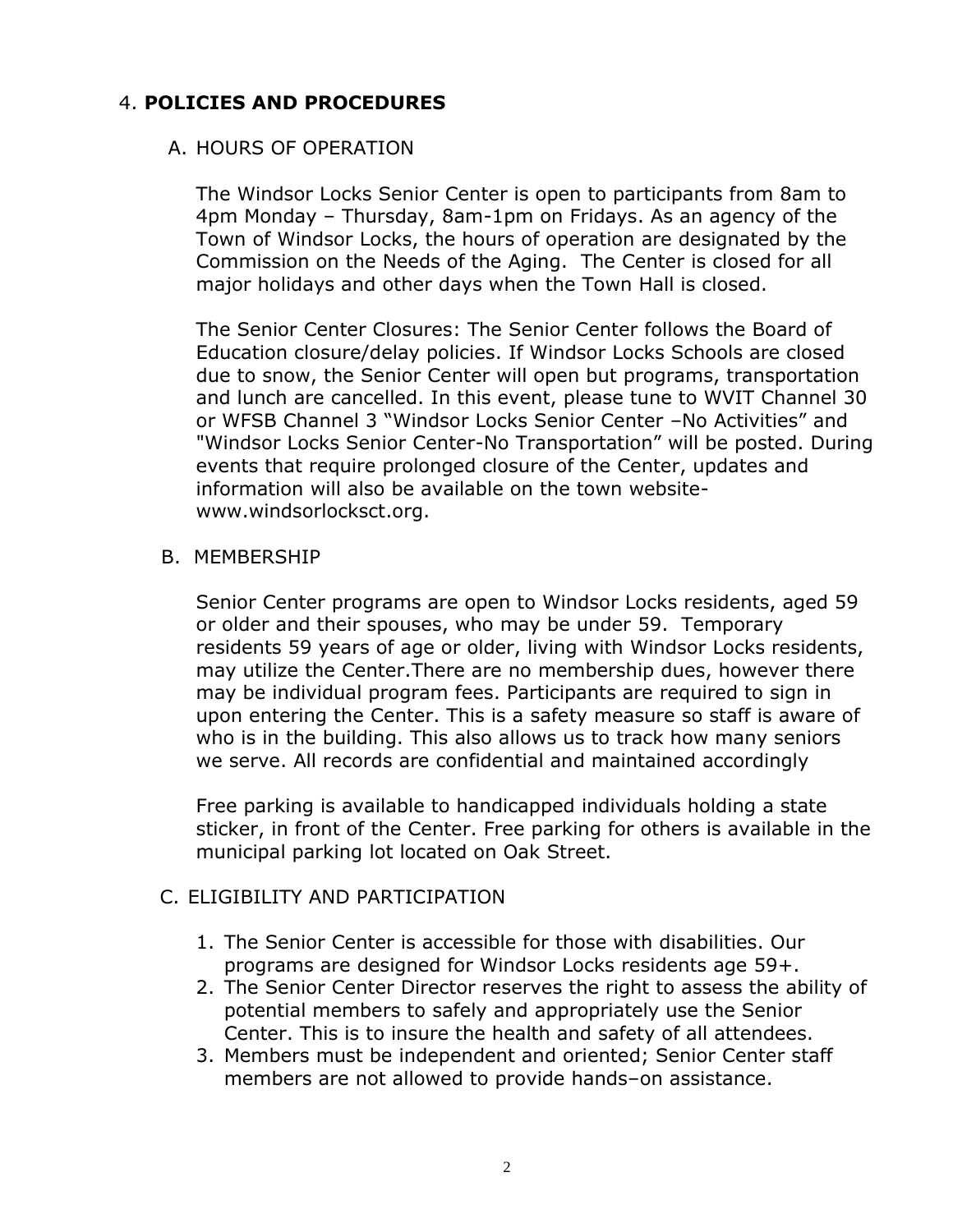## 4. **POLICIES AND PROCEDURES**

### A. HOURS OF OPERATION

The Windsor Locks Senior Center is open to participants from 8am to 4pm Monday – Thursday, 8am-1pm on Fridays. As an agency of the Town of Windsor Locks, the hours of operation are designated by the Commission on the Needs of the Aging. The Center is closed for all major holidays and other days when the Town Hall is closed.

The Senior Center Closures: The Senior Center follows the Board of Education closure/delay policies. If Windsor Locks Schools are closed due to snow, the Senior Center will open but programs, transportation and lunch are cancelled. In this event, please tune to WVIT Channel 30 or WFSB Channel 3 "Windsor Locks Senior Center –No Activities" and "Windsor Locks Senior Center-No Transportation" will be posted. During events that require prolonged closure of the Center, updates and information will also be available on the town website- www.windsorlocksct.org.

### B. MEMBERSHIP

Senior Center programs are open to Windsor Locks residents, aged 59 or older and their spouses, who may be under 59. Temporary residents 59 years of age or older, living with Windsor Locks residents, may utilize the Center.There are no membership dues, however there may be individual program fees. Participants are required to sign in upon entering the Center. This is a safety measure so staff is aware of who is in the building. This also allows us to track how many seniors we serve. All records are confidential and maintained accordingly

Free parking is available to handicapped individuals holding a state sticker, in front of the Center. Free parking for others is available in the municipal parking lot located on Oak Street.

### C. ELIGIBILITY AND PARTICIPATION

1. The Senior Center is accessible for those with disabilities. Our programs are designed for Windsor Locks residents age 59+.
2. The Senior Center Director reserves the right to assess the ability of potential members to safely and appropriately use the Senior Center. This is to insure the health and safety of all attendees.
3. Members must be independent and oriented; Senior Center staff members are not allowed to provide hands–on assistance.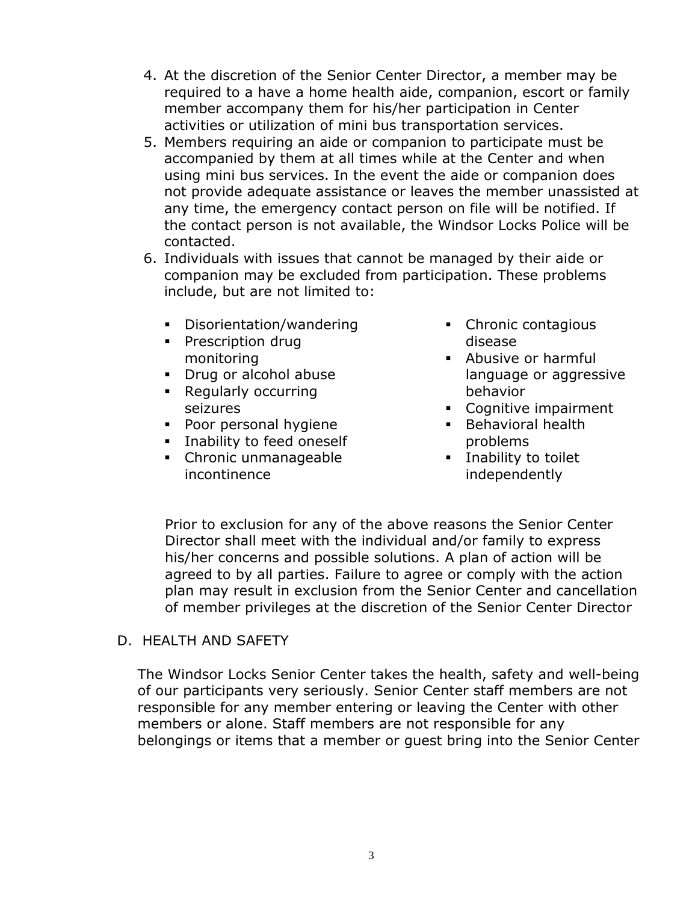4. At the discretion of the Senior Center Director, a member may be required to a have a home health aide, companion, escort or family member accompany them for his/her participation in Center activities or utilization of mini bus transportation services.
5. Members requiring an aide or companion to participate must be accompanied by them at all times while at the Center and when using mini bus services. In the event the aide or companion does not provide adequate assistance or leaves the member unassisted at any time, the emergency contact person on file will be notified. If the contact person is not available, the Windsor Locks Police will be contacted.
6. Individuals with issues that cannot be managed by their aide or companion may be excluded from participation. These problems include, but are not limited to:

   - Disorientation/wandering
   - Prescription drug monitoring
   - Drug or alcohol abuse
   - Regularly occurring seizures
   - Poor personal hygiene
   - Inability to feed oneself
   - Chronic unmanageable incontinence
   - Chronic contagious disease
   - Abusive or harmful language or aggressive behavior
   - Cognitive impairment
   - Behavioral health problems
   - Inability to toilet independently

   Prior to exclusion for any of the above reasons the Senior Center Director shall meet with the individual and/or family to express his/her concerns and possible solutions. A plan of action will be agreed to by all parties. Failure to agree or comply with the action plan may result in exclusion from the Senior Center and cancellation of member privileges at the discretion of the Senior Center Director

D. HEALTH AND SAFETY

The Windsor Locks Senior Center takes the health, safety and well-being of our participants very seriously. Senior Center staff members are not responsible for any member entering or leaving the Center with other members or alone. Staff members are not responsible for any belongings or items that a member or guest bring into the Senior Center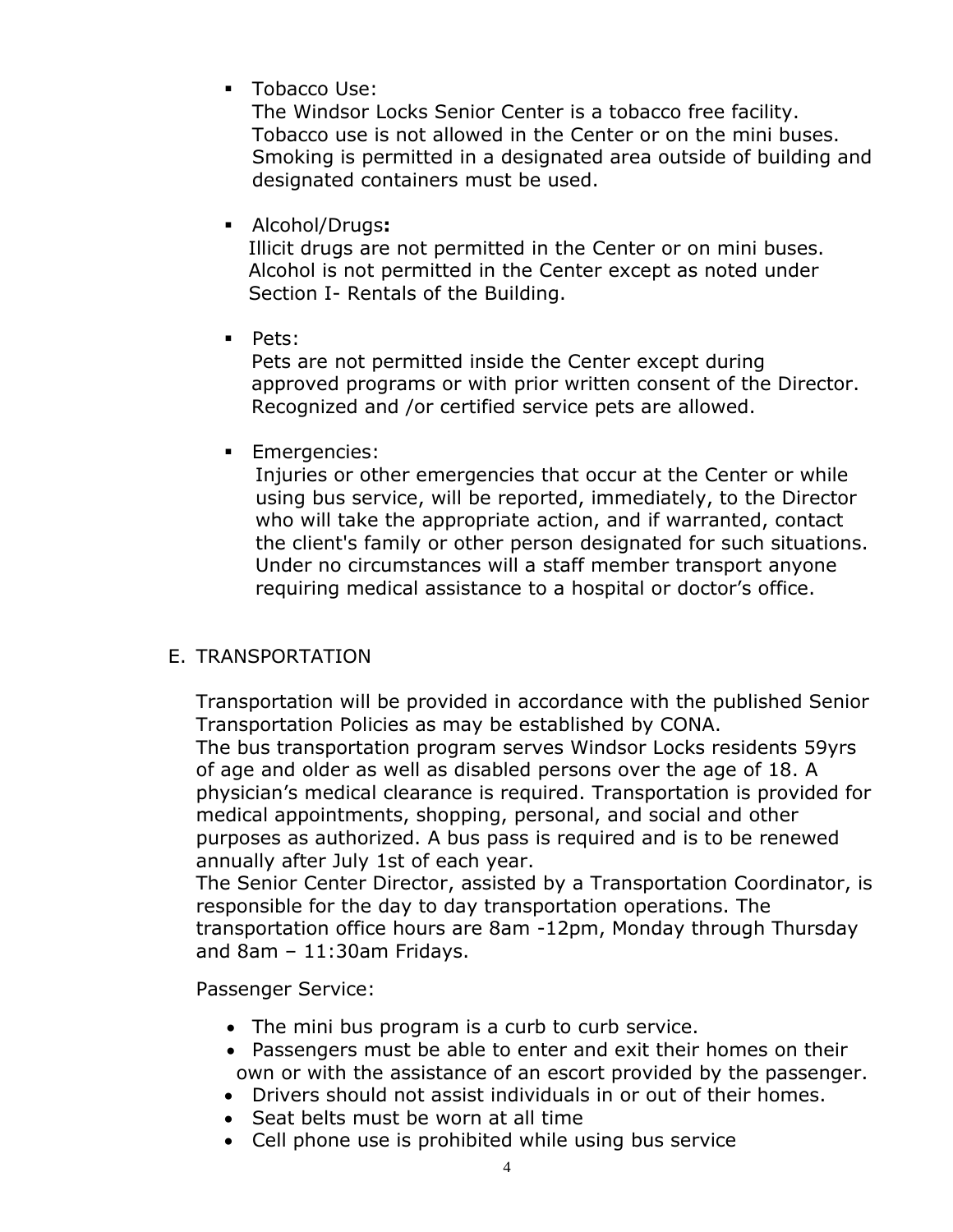- Tobacco Use:
  The Windsor Locks Senior Center is a tobacco free facility. Tobacco use is not allowed in the Center or on the mini buses. Smoking is permitted in a designated area outside of building and designated containers must be used.

- Alcohol/Drugs**:**
  Illicit drugs are not permitted in the Center or on mini buses. Alcohol is not permitted in the Center except as noted under Section I- Rentals of the Building.

- Pets:
  Pets are not permitted inside the Center except during approved programs or with prior written consent of the Director. Recognized and /or certified service pets are allowed.

- Emergencies:
  Injuries or other emergencies that occur at the Center or while using bus service, will be reported, immediately, to the Director who will take the appropriate action, and if warranted, contact the client's family or other person designated for such situations. Under no circumstances will a staff member transport anyone requiring medical assistance to a hospital or doctor's office.

## E. TRANSPORTATION

Transportation will be provided in accordance with the published Senior Transportation Policies as may be established by CONA.
The bus transportation program serves Windsor Locks residents 59yrs of age and older as well as disabled persons over the age of 18. A physician's medical clearance is required. Transportation is provided for medical appointments, shopping, personal, and social and other purposes as authorized. A bus pass is required and is to be renewed annually after July 1st of each year.
The Senior Center Director, assisted by a Transportation Coordinator, is responsible for the day to day transportation operations. The transportation office hours are 8am -12pm, Monday through Thursday and 8am – 11:30am Fridays.

Passenger Service:

- The mini bus program is a curb to curb service.
- Passengers must be able to enter and exit their homes on their own or with the assistance of an escort provided by the passenger.
- Drivers should not assist individuals in or out of their homes.
- Seat belts must be worn at all time
- Cell phone use is prohibited while using bus service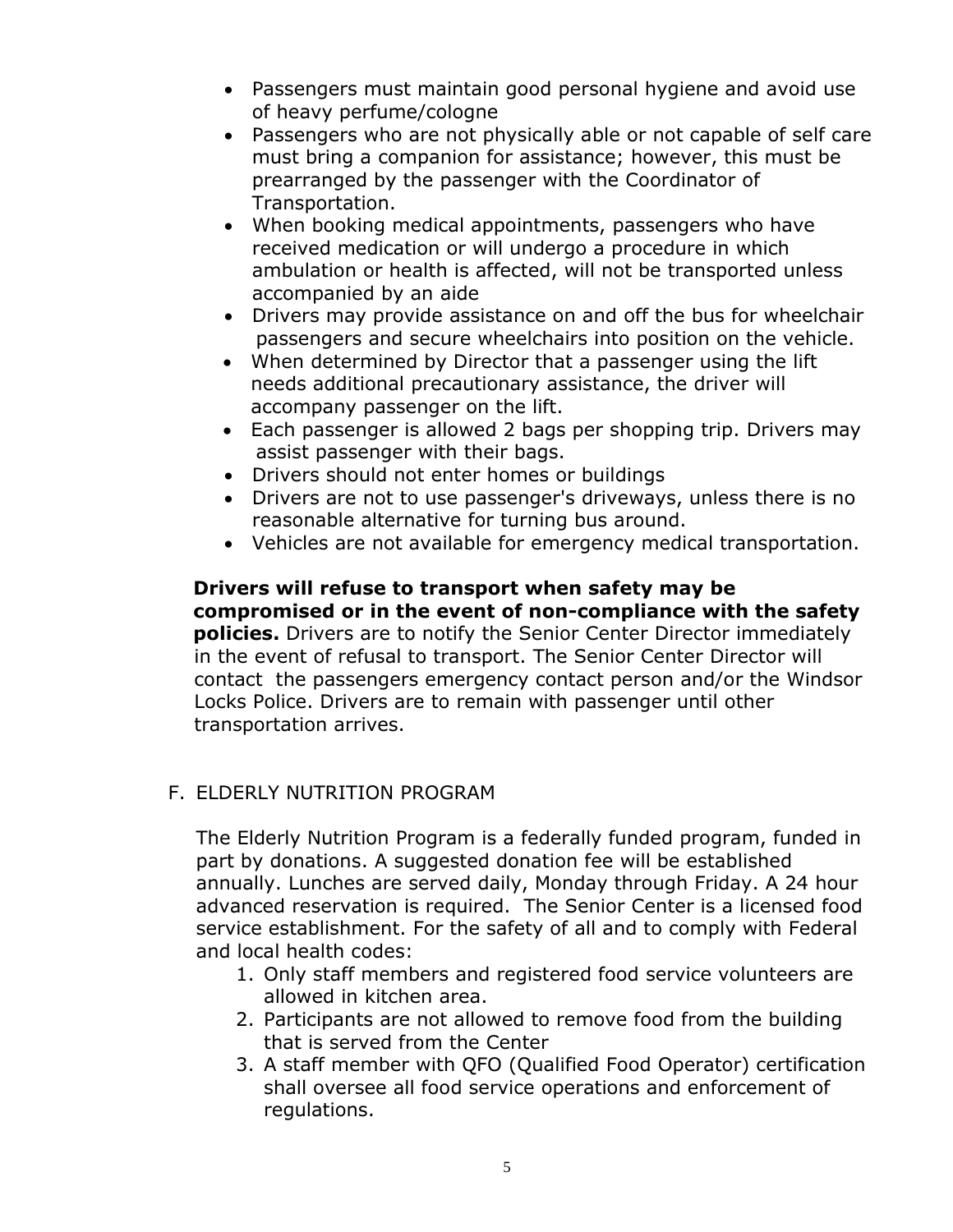- Passengers must maintain good personal hygiene and avoid use of heavy perfume/cologne
- Passengers who are not physically able or not capable of self care must bring a companion for assistance; however, this must be prearranged by the passenger with the Coordinator of Transportation.
- When booking medical appointments, passengers who have received medication or will undergo a procedure in which ambulation or health is affected, will not be transported unless accompanied by an aide
- Drivers may provide assistance on and off the bus for wheelchair passengers and secure wheelchairs into position on the vehicle.
- When determined by Director that a passenger using the lift needs additional precautionary assistance, the driver will accompany passenger on the lift.
- Each passenger is allowed 2 bags per shopping trip. Drivers may assist passenger with their bags.
- Drivers should not enter homes or buildings
- Drivers are not to use passenger's driveways, unless there is no reasonable alternative for turning bus around.
- Vehicles are not available for emergency medical transportation.

**Drivers will refuse to transport when safety may be compromised or in the event of non-compliance with the safety policies.** Drivers are to notify the Senior Center Director immediately in the event of refusal to transport. The Senior Center Director will contact the passengers emergency contact person and/or the Windsor Locks Police. Drivers are to remain with passenger until other transportation arrives.

F. ELDERLY NUTRITION PROGRAM

The Elderly Nutrition Program is a federally funded program, funded in part by donations. A suggested donation fee will be established annually. Lunches are served daily, Monday through Friday. A 24 hour advanced reservation is required. The Senior Center is a licensed food service establishment. For the safety of all and to comply with Federal and local health codes:

1. Only staff members and registered food service volunteers are allowed in kitchen area.
2. Participants are not allowed to remove food from the building that is served from the Center
3. A staff member with QFO (Qualified Food Operator) certification shall oversee all food service operations and enforcement of regulations.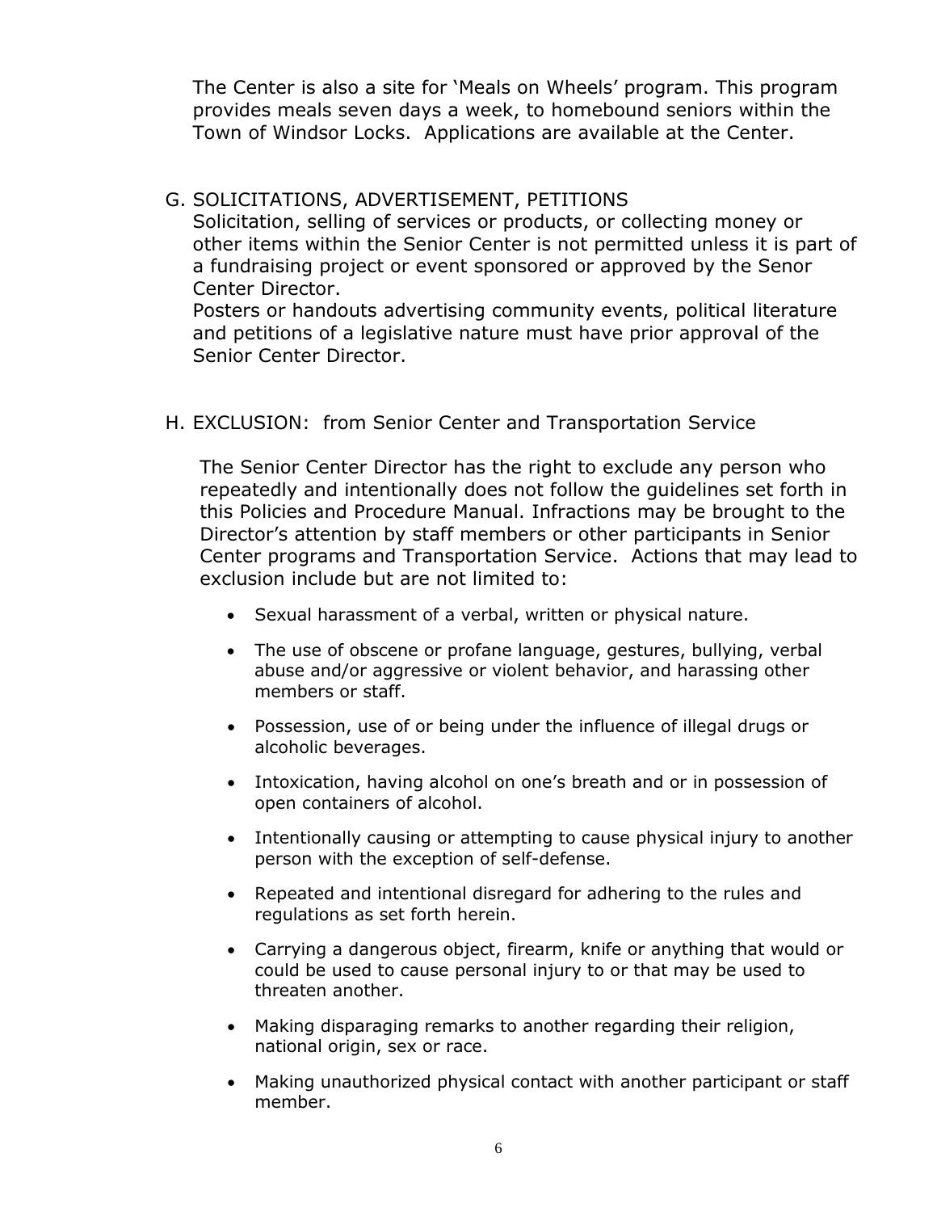The Center is also a site for ‘Meals on Wheels’ program. This program provides meals seven days a week, to homebound seniors within the Town of Windsor Locks.  Applications are available at the Center.

G. SOLICITATIONS, ADVERTISEMENT, PETITIONS
Solicitation, selling of services or products, or collecting money or other items within the Senior Center is not permitted unless it is part of a fundraising project or event sponsored or approved by the Senor Center Director.
Posters or handouts advertising community events, political literature and petitions of a legislative nature must have prior approval of the Senior Center Director.

H. EXCLUSION:  from Senior Center and Transportation Service

The Senior Center Director has the right to exclude any person who repeatedly and intentionally does not follow the guidelines set forth in this Policies and Procedure Manual. Infractions may be brought to the Director’s attention by staff members or other participants in Senior Center programs and Transportation Service.  Actions that may lead to exclusion include but are not limited to:

- Sexual harassment of a verbal, written or physical nature.
- The use of obscene or profane language, gestures, bullying, verbal abuse and/or aggressive or violent behavior, and harassing other members or staff.
- Possession, use of or being under the influence of illegal drugs or alcoholic beverages.
- Intoxication, having alcohol on one’s breath and or in possession of open containers of alcohol.
- Intentionally causing or attempting to cause physical injury to another person with the exception of self-defense.
- Repeated and intentional disregard for adhering to the rules and regulations as set forth herein.
- Carrying a dangerous object, firearm, knife or anything that would or could be used to cause personal injury to or that may be used to threaten another.
- Making disparaging remarks to another regarding their religion, national origin, sex or race.
- Making unauthorized physical contact with another participant or staff member.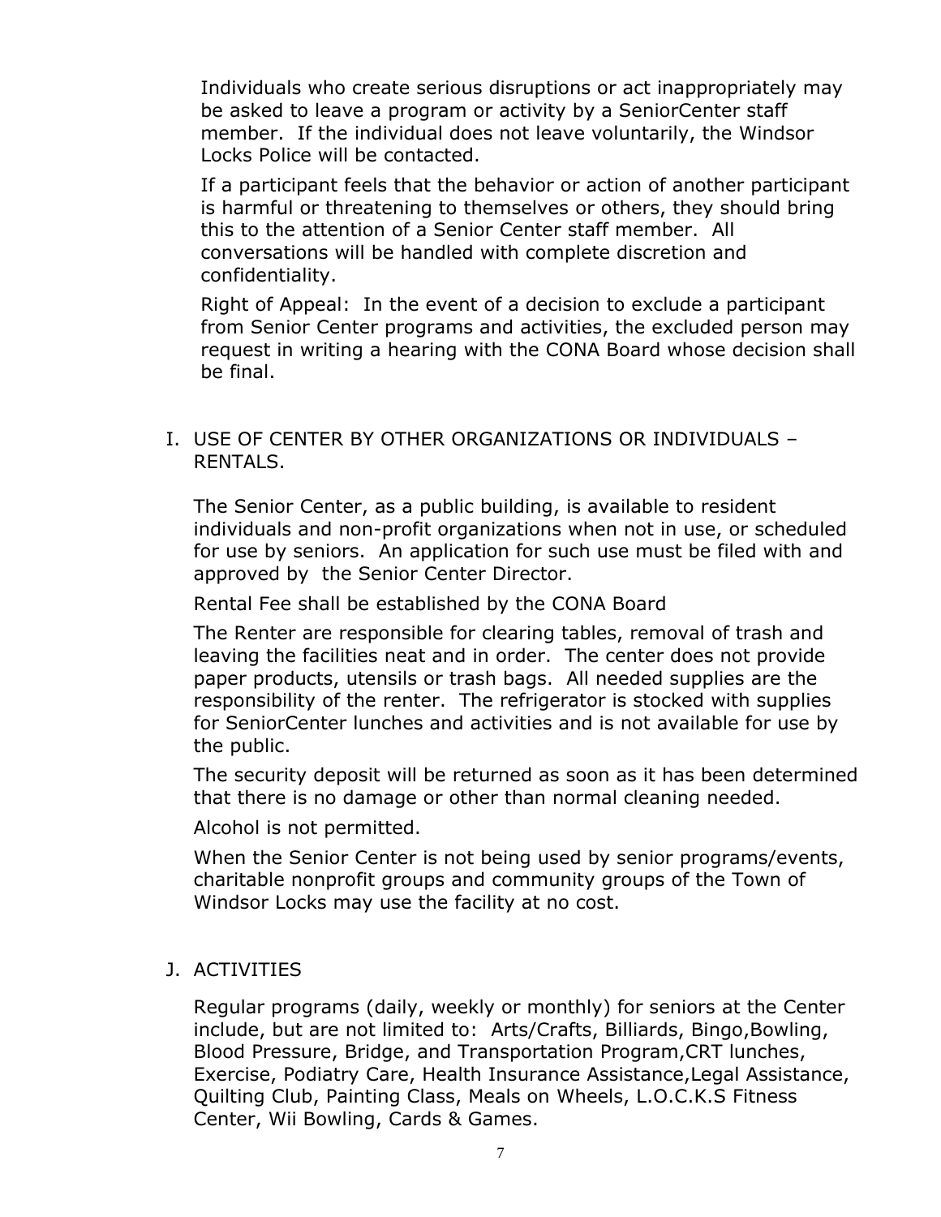Individuals who create serious disruptions or act inappropriately may be asked to leave a program or activity by a SeniorCenter staff member. If the individual does not leave voluntarily, the Windsor Locks Police will be contacted.

If a participant feels that the behavior or action of another participant is harmful or threatening to themselves or others, they should bring this to the attention of a Senior Center staff member. All conversations will be handled with complete discretion and confidentiality.

Right of Appeal: In the event of a decision to exclude a participant from Senior Center programs and activities, the excluded person may request in writing a hearing with the CONA Board whose decision shall be final.

I. USE OF CENTER BY OTHER ORGANIZATIONS OR INDIVIDUALS – RENTALS.

The Senior Center, as a public building, is available to resident individuals and non-profit organizations when not in use, or scheduled for use by seniors. An application for such use must be filed with and approved by the Senior Center Director.

Rental Fee shall be established by the CONA Board

The Renter are responsible for clearing tables, removal of trash and leaving the facilities neat and in order. The center does not provide paper products, utensils or trash bags. All needed supplies are the responsibility of the renter. The refrigerator is stocked with supplies for SeniorCenter lunches and activities and is not available for use by the public.

The security deposit will be returned as soon as it has been determined that there is no damage or other than normal cleaning needed.

Alcohol is not permitted.

When the Senior Center is not being used by senior programs/events, charitable nonprofit groups and community groups of the Town of Windsor Locks may use the facility at no cost.

J. ACTIVITIES

Regular programs (daily, weekly or monthly) for seniors at the Center include, but are not limited to: Arts/Crafts, Billiards, Bingo,Bowling, Blood Pressure, Bridge, and Transportation Program,CRT lunches, Exercise, Podiatry Care, Health Insurance Assistance,Legal Assistance, Quilting Club, Painting Class, Meals on Wheels, L.O.C.K.S Fitness Center, Wii Bowling, Cards & Games.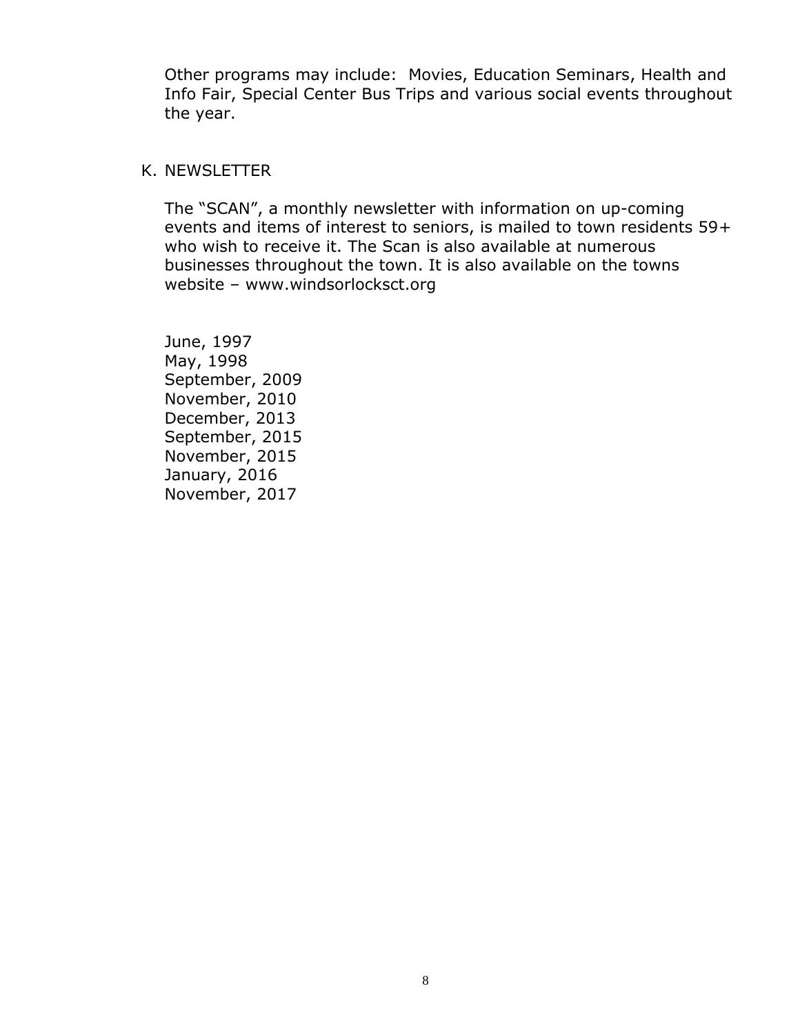Other programs may include: Movies, Education Seminars, Health and Info Fair, Special Center Bus Trips and various social events throughout the year.

K. NEWSLETTER

The "SCAN", a monthly newsletter with information on up-coming events and items of interest to seniors, is mailed to town residents 59+ who wish to receive it. The Scan is also available at numerous businesses throughout the town. It is also available on the towns website – www.windsorlocksct.org

June, 1997
May, 1998
September, 2009
November, 2010
December, 2013
September, 2015
November, 2015
January, 2016
November, 2017